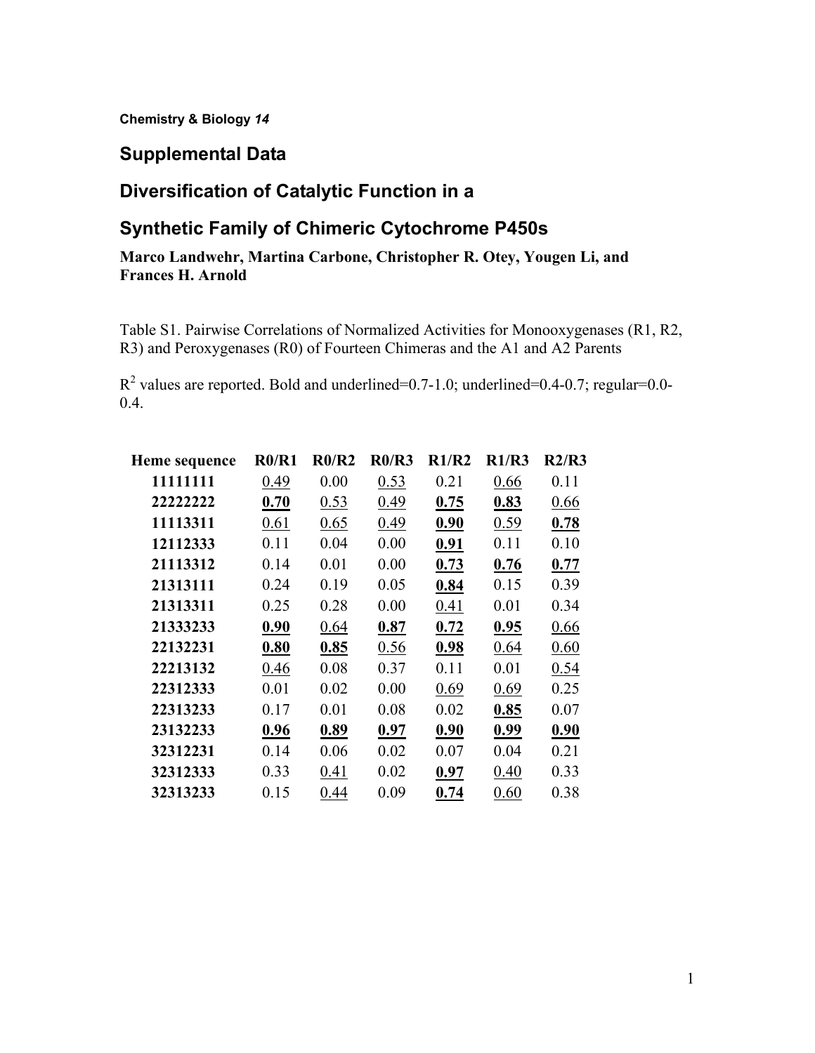**Chemistry & Biology *14***

## Supplemental Data

## Diversification of Catalytic Function in a Synthetic Family of Chimeric Cytochrome P450s

**Marco Landwehr, Martina Carbone, Christopher R. Otey, Yougen Li, and Frances H. Arnold**

Table S1. Pairwise Correlations of Normalized Activities for Monooxygenases (R1, R2, R3) and Peroxygenases (R0) of Fourteen Chimeras and the A1 and A2 Parents

$R^2$ values are reported. Bold and underlined=0.7-1.0; underlined=0.4-0.7; regular=0.0-0.4.

| Heme sequence | R0/R1 | R0/R2 | R0/R3 | R1/R2 | R1/R3 | R2/R3 |
|---|---|---|---|---|---|---|
| **11111111** | <u>0.49</u> | 0.00 | <u>0.53</u> | 0.21 | <u>0.66</u> | 0.11 |
| **22222222** | <u>**0.70**</u> | <u>0.53</u> | <u>0.49</u> | <u>**0.75**</u> | <u>**0.83**</u> | <u>0.66</u> |
| **11113311** | <u>0.61</u> | <u>0.65</u> | <u>0.49</u> | <u>**0.90**</u> | <u>0.59</u> | <u>**0.78**</u> |
| **12112333** | 0.11 | 0.04 | 0.00 | <u>**0.91**</u> | 0.11 | 0.10 |
| **21113312** | 0.14 | 0.01 | 0.00 | <u>**0.73**</u> | <u>**0.76**</u> | <u>**0.77**</u> |
| **21313111** | 0.24 | 0.19 | 0.05 | <u>**0.84**</u> | 0.15 | 0.39 |
| **21313311** | 0.25 | 0.28 | 0.00 | <u>0.41</u> | 0.01 | 0.34 |
| **21333233** | <u>**0.90**</u> | <u>0.64</u> | <u>**0.87**</u> | <u>**0.72**</u> | <u>**0.95**</u> | <u>0.66</u> |
| **22132231** | <u>**0.80**</u> | <u>**0.85**</u> | <u>0.56</u> | <u>**0.98**</u> | <u>0.64</u> | <u>0.60</u> |
| **22213132** | <u>0.46</u> | 0.08 | 0.37 | 0.11 | 0.01 | <u>0.54</u> |
| **22312333** | 0.01 | 0.02 | 0.00 | <u>0.69</u> | <u>0.69</u> | 0.25 |
| **22313233** | 0.17 | 0.01 | 0.08 | 0.02 | <u>**0.85**</u> | 0.07 |
| **23132233** | <u>**0.96**</u> | <u>**0.89**</u> | <u>**0.97**</u> | <u>**0.90**</u> | <u>**0.99**</u> | <u>**0.90**</u> |
| **32312231** | 0.14 | 0.06 | 0.02 | 0.07 | 0.04 | 0.21 |
| **32312333** | 0.33 | <u>0.41</u> | 0.02 | <u>**0.97**</u> | <u>0.40</u> | 0.33 |
| **32313233** | 0.15 | <u>0.44</u> | 0.09 | <u>**0.74**</u> | <u>0.60</u> | 0.38 |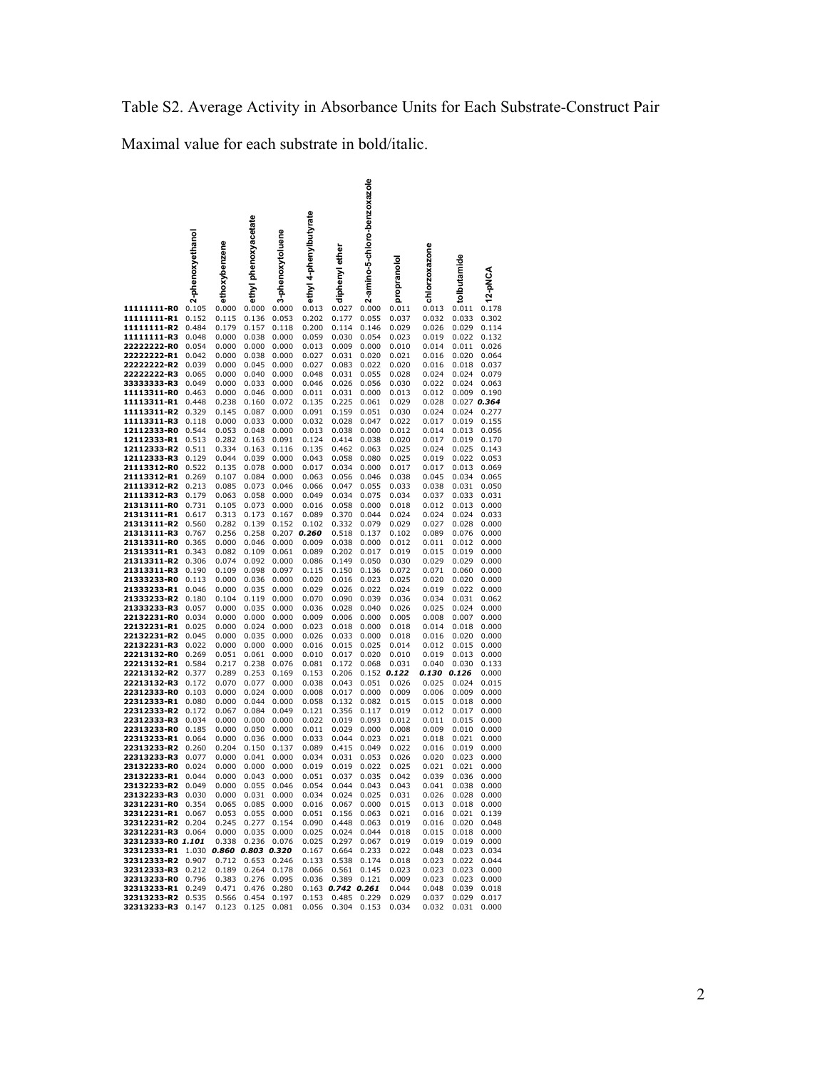Table S2. Average Activity in Absorbance Units for Each Substrate-Construct Pair

Maximal value for each substrate in bold/italic.

| | 2-phenoxyethanol | ethoxybenzene | ethyl phenoxyacetate | 3-phenoxytoluene | ethyl 4-phenylbutyrate | diphenyl ether | 2-amino-5-chloro-benzoxazole | propranolol | chlorzoxazone | tolbutamide | 12-pNCA |
|---|---|---|---|---|---|---|---|---|---|---|---|
| **11111111-R0** | 0.105 | 0.000 | 0.000 | 0.000 | 0.013 | 0.027 | 0.000 | 0.011 | 0.013 | 0.011 | 0.178 |
| **11111111-R1** | 0.152 | 0.115 | 0.136 | 0.053 | 0.202 | 0.177 | 0.055 | 0.037 | 0.032 | 0.033 | 0.302 |
| **11111111-R2** | 0.484 | 0.179 | 0.157 | 0.118 | 0.200 | 0.114 | 0.146 | 0.029 | 0.026 | 0.029 | 0.114 |
| **11111111-R3** | 0.048 | 0.000 | 0.038 | 0.000 | 0.059 | 0.030 | 0.054 | 0.023 | 0.019 | 0.022 | 0.132 |
| **22222222-R0** | 0.054 | 0.000 | 0.000 | 0.000 | 0.013 | 0.009 | 0.000 | 0.010 | 0.014 | 0.011 | 0.026 |
| **22222222-R1** | 0.042 | 0.000 | 0.038 | 0.000 | 0.027 | 0.031 | 0.020 | 0.021 | 0.016 | 0.020 | 0.064 |
| **22222222-R2** | 0.039 | 0.000 | 0.045 | 0.000 | 0.027 | 0.083 | 0.022 | 0.020 | 0.016 | 0.018 | 0.037 |
| **22222222-R3** | 0.065 | 0.000 | 0.040 | 0.000 | 0.048 | 0.031 | 0.055 | 0.028 | 0.024 | 0.024 | 0.079 |
| **33333333-R3** | 0.049 | 0.000 | 0.033 | 0.000 | 0.046 | 0.026 | 0.056 | 0.030 | 0.022 | 0.024 | 0.063 |
| **11113311-R0** | 0.463 | 0.000 | 0.046 | 0.000 | 0.011 | 0.031 | 0.000 | 0.013 | 0.012 | 0.009 | 0.190 |
| **11113311-R1** | 0.448 | 0.238 | 0.160 | 0.072 | 0.135 | 0.225 | 0.061 | 0.029 | 0.028 | 0.027 | ***0.364*** |
| **11113311-R2** | 0.329 | 0.145 | 0.087 | 0.000 | 0.091 | 0.159 | 0.051 | 0.030 | 0.024 | 0.024 | 0.277 |
| **11113311-R3** | 0.118 | 0.000 | 0.033 | 0.000 | 0.032 | 0.028 | 0.047 | 0.022 | 0.017 | 0.019 | 0.155 |
| **12112333-R0** | 0.544 | 0.053 | 0.048 | 0.000 | 0.013 | 0.038 | 0.000 | 0.012 | 0.014 | 0.013 | 0.056 |
| **12112333-R1** | 0.513 | 0.282 | 0.163 | 0.091 | 0.124 | 0.414 | 0.038 | 0.020 | 0.017 | 0.019 | 0.170 |
| **12112333-R2** | 0.511 | 0.334 | 0.163 | 0.116 | 0.135 | 0.462 | 0.063 | 0.025 | 0.024 | 0.025 | 0.143 |
| **12112333-R3** | 0.129 | 0.044 | 0.039 | 0.000 | 0.043 | 0.058 | 0.080 | 0.025 | 0.019 | 0.022 | 0.053 |
| **21113312-R0** | 0.522 | 0.135 | 0.078 | 0.000 | 0.017 | 0.034 | 0.000 | 0.017 | 0.017 | 0.013 | 0.069 |
| **21113312-R1** | 0.269 | 0.107 | 0.084 | 0.000 | 0.063 | 0.056 | 0.046 | 0.038 | 0.045 | 0.034 | 0.065 |
| **21113312-R2** | 0.213 | 0.085 | 0.073 | 0.046 | 0.066 | 0.047 | 0.055 | 0.033 | 0.038 | 0.031 | 0.050 |
| **21113312-R3** | 0.179 | 0.063 | 0.058 | 0.000 | 0.049 | 0.034 | 0.075 | 0.034 | 0.037 | 0.033 | 0.031 |
| **21313111-R0** | 0.731 | 0.105 | 0.073 | 0.000 | 0.016 | 0.058 | 0.000 | 0.018 | 0.012 | 0.013 | 0.000 |
| **21313111-R1** | 0.617 | 0.313 | 0.173 | 0.167 | 0.089 | 0.370 | 0.044 | 0.024 | 0.024 | 0.024 | 0.033 |
| **21313111-R2** | 0.560 | 0.282 | 0.139 | 0.152 | 0.102 | 0.332 | 0.079 | 0.029 | 0.027 | 0.028 | 0.000 |
| **21313111-R3** | 0.767 | 0.256 | 0.258 | 0.207 | ***0.260*** | 0.518 | 0.137 | 0.102 | 0.089 | 0.076 | 0.000 |
| **21313311-R0** | 0.365 | 0.000 | 0.046 | 0.000 | 0.009 | 0.038 | 0.000 | 0.012 | 0.011 | 0.012 | 0.000 |
| **21313311-R1** | 0.343 | 0.082 | 0.109 | 0.061 | 0.089 | 0.202 | 0.017 | 0.019 | 0.015 | 0.019 | 0.000 |
| **21313311-R2** | 0.306 | 0.074 | 0.092 | 0.000 | 0.086 | 0.149 | 0.050 | 0.030 | 0.029 | 0.029 | 0.000 |
| **21313311-R3** | 0.190 | 0.109 | 0.098 | 0.097 | 0.115 | 0.150 | 0.136 | 0.072 | 0.071 | 0.060 | 0.000 |
| **21333233-R0** | 0.113 | 0.000 | 0.036 | 0.000 | 0.020 | 0.016 | 0.023 | 0.025 | 0.020 | 0.020 | 0.000 |
| **21333233-R1** | 0.046 | 0.000 | 0.035 | 0.000 | 0.029 | 0.026 | 0.022 | 0.024 | 0.019 | 0.022 | 0.000 |
| **21333233-R2** | 0.180 | 0.104 | 0.119 | 0.000 | 0.070 | 0.090 | 0.039 | 0.036 | 0.034 | 0.031 | 0.062 |
| **21333233-R3** | 0.057 | 0.000 | 0.035 | 0.000 | 0.036 | 0.028 | 0.040 | 0.026 | 0.025 | 0.024 | 0.000 |
| **22132231-R0** | 0.034 | 0.000 | 0.000 | 0.000 | 0.009 | 0.006 | 0.000 | 0.005 | 0.008 | 0.007 | 0.000 |
| **22132231-R1** | 0.025 | 0.000 | 0.024 | 0.000 | 0.023 | 0.018 | 0.000 | 0.018 | 0.014 | 0.018 | 0.000 |
| **22132231-R2** | 0.045 | 0.000 | 0.035 | 0.000 | 0.026 | 0.033 | 0.000 | 0.018 | 0.016 | 0.020 | 0.000 |
| **22132231-R3** | 0.022 | 0.000 | 0.000 | 0.000 | 0.016 | 0.015 | 0.025 | 0.014 | 0.012 | 0.015 | 0.000 |
| **22213132-R0** | 0.269 | 0.051 | 0.061 | 0.000 | 0.010 | 0.017 | 0.020 | 0.010 | 0.019 | 0.013 | 0.000 |
| **22213132-R1** | 0.584 | 0.217 | 0.238 | 0.076 | 0.081 | 0.172 | 0.068 | 0.031 | 0.040 | 0.030 | 0.133 |
| **22213132-R2** | 0.377 | 0.289 | 0.253 | 0.169 | 0.153 | 0.206 | 0.152 | ***0.122*** | ***0.130*** | ***0.126*** | 0.000 |
| **22213132-R3** | 0.172 | 0.070 | 0.077 | 0.000 | 0.038 | 0.043 | 0.051 | 0.026 | 0.025 | 0.024 | 0.015 |
| **22312333-R0** | 0.103 | 0.000 | 0.024 | 0.000 | 0.008 | 0.017 | 0.000 | 0.009 | 0.006 | 0.009 | 0.000 |
| **22312333-R1** | 0.080 | 0.000 | 0.044 | 0.000 | 0.058 | 0.132 | 0.082 | 0.015 | 0.015 | 0.018 | 0.000 |
| **22312333-R2** | 0.172 | 0.067 | 0.084 | 0.049 | 0.121 | 0.356 | 0.117 | 0.019 | 0.012 | 0.017 | 0.000 |
| **22312333-R3** | 0.034 | 0.000 | 0.000 | 0.000 | 0.022 | 0.019 | 0.093 | 0.012 | 0.011 | 0.015 | 0.000 |
| **22313233-R0** | 0.185 | 0.000 | 0.050 | 0.000 | 0.011 | 0.029 | 0.000 | 0.008 | 0.009 | 0.010 | 0.000 |
| **22313233-R1** | 0.064 | 0.000 | 0.036 | 0.000 | 0.033 | 0.044 | 0.023 | 0.021 | 0.018 | 0.021 | 0.000 |
| **22313233-R2** | 0.260 | 0.204 | 0.150 | 0.137 | 0.089 | 0.415 | 0.049 | 0.022 | 0.016 | 0.019 | 0.000 |
| **22313233-R3** | 0.077 | 0.000 | 0.041 | 0.000 | 0.034 | 0.031 | 0.053 | 0.026 | 0.020 | 0.023 | 0.000 |
| **23132233-R0** | 0.024 | 0.000 | 0.000 | 0.000 | 0.019 | 0.019 | 0.022 | 0.025 | 0.021 | 0.021 | 0.000 |
| **23132233-R1** | 0.044 | 0.000 | 0.043 | 0.000 | 0.051 | 0.037 | 0.035 | 0.042 | 0.039 | 0.036 | 0.000 |
| **23132233-R2** | 0.049 | 0.000 | 0.055 | 0.046 | 0.054 | 0.044 | 0.043 | 0.043 | 0.041 | 0.038 | 0.000 |
| **23132233-R3** | 0.030 | 0.000 | 0.031 | 0.000 | 0.034 | 0.024 | 0.025 | 0.031 | 0.026 | 0.028 | 0.000 |
| **32312231-R0** | 0.354 | 0.065 | 0.085 | 0.000 | 0.016 | 0.067 | 0.000 | 0.015 | 0.013 | 0.018 | 0.000 |
| **32312231-R1** | 0.067 | 0.053 | 0.055 | 0.000 | 0.051 | 0.156 | 0.063 | 0.021 | 0.016 | 0.021 | 0.139 |
| **32312231-R2** | 0.204 | 0.245 | 0.277 | 0.154 | 0.090 | 0.448 | 0.063 | 0.019 | 0.016 | 0.020 | 0.048 |
| **32312231-R3** | 0.064 | 0.000 | 0.035 | 0.000 | 0.025 | 0.024 | 0.044 | 0.018 | 0.015 | 0.018 | 0.000 |
| **32312333-R0** | ***1.101*** | 0.338 | 0.236 | 0.076 | 0.025 | 0.297 | 0.067 | 0.019 | 0.019 | 0.019 | 0.000 |
| **32312333-R1** | 1.030 | ***0.860*** | ***0.803*** | ***0.320*** | 0.167 | 0.664 | 0.233 | 0.022 | 0.048 | 0.023 | 0.034 |
| **32312333-R2** | 0.907 | 0.712 | 0.653 | 0.246 | 0.133 | 0.538 | 0.174 | 0.018 | 0.023 | 0.022 | 0.044 |
| **32312333-R3** | 0.212 | 0.189 | 0.264 | 0.178 | 0.066 | 0.561 | 0.145 | 0.023 | 0.023 | 0.023 | 0.000 |
| **32313233-R0** | 0.796 | 0.383 | 0.276 | 0.095 | 0.036 | 0.389 | 0.121 | 0.009 | 0.023 | 0.023 | 0.000 |
| **32313233-R1** | 0.249 | 0.471 | 0.476 | 0.280 | 0.163 | ***0.742*** | ***0.261*** | 0.044 | 0.048 | 0.039 | 0.018 |
| **32313233-R2** | 0.535 | 0.566 | 0.454 | 0.197 | 0.153 | 0.485 | 0.229 | 0.029 | 0.037 | 0.029 | 0.017 |
| **32313233-R3** | 0.147 | 0.123 | 0.125 | 0.081 | 0.056 | 0.304 | 0.153 | 0.034 | 0.032 | 0.031 | 0.000 |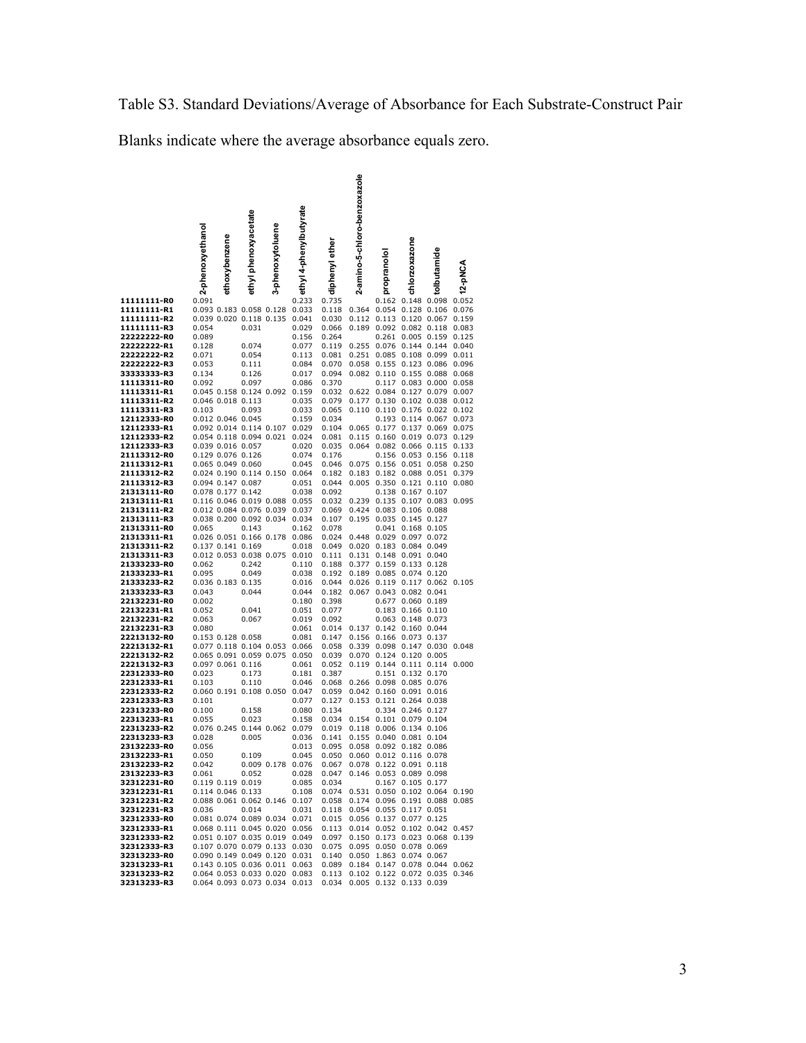Table S3. Standard Deviations/Average of Absorbance for Each Substrate-Construct Pair

Blanks indicate where the average absorbance equals zero.

| | 2-phenoxyethanol | ethoxybenzene | ethyl phenoxyacetate | 3-phenoxytoluene | ethyl 4-phenylbutyrate | diphenyl ether | 2-amino-5-chloro-benzoxazole | propranolol | chlorzoxazone | tolbutamide | 12-pNCA |
|---|---|---|---|---|---|---|---|---|---|---|---|
| **11111111-R0** | 0.091 | | | | 0.233 | 0.735 | | 0.162 | 0.148 | 0.098 | 0.052 |
| **11111111-R1** | 0.093 | 0.183 | 0.058 | 0.128 | 0.033 | 0.118 | 0.364 | 0.054 | 0.128 | 0.106 | 0.076 |
| **11111111-R2** | 0.039 | 0.020 | 0.118 | 0.135 | 0.041 | 0.030 | 0.112 | 0.113 | 0.120 | 0.067 | 0.159 |
| **11111111-R3** | 0.054 | | 0.031 | | 0.029 | 0.066 | 0.189 | 0.092 | 0.082 | 0.118 | 0.083 |
| **22222222-R0** | 0.089 | | | | 0.156 | 0.264 | | 0.261 | 0.005 | 0.159 | 0.125 |
| **22222222-R1** | 0.128 | | 0.074 | | 0.077 | 0.119 | 0.255 | 0.076 | 0.144 | 0.144 | 0.040 |
| **22222222-R2** | 0.071 | | 0.054 | | 0.113 | 0.081 | 0.251 | 0.085 | 0.108 | 0.099 | 0.011 |
| **22222222-R3** | 0.053 | | 0.111 | | 0.084 | 0.070 | 0.058 | 0.155 | 0.123 | 0.086 | 0.096 |
| **33333333-R3** | 0.134 | | 0.126 | | 0.017 | 0.094 | 0.082 | 0.110 | 0.155 | 0.088 | 0.068 |
| **11113311-R0** | 0.092 | | 0.097 | | 0.086 | 0.370 | | 0.117 | 0.083 | 0.000 | 0.058 |
| **11113311-R1** | 0.045 | 0.158 | 0.124 | 0.092 | 0.159 | 0.032 | 0.622 | 0.084 | 0.127 | 0.079 | 0.007 |
| **11113311-R2** | 0.046 | 0.018 | 0.113 | | 0.035 | 0.079 | 0.177 | 0.130 | 0.102 | 0.038 | 0.012 |
| **11113311-R3** | 0.103 | | 0.093 | | 0.033 | 0.065 | 0.110 | 0.110 | 0.176 | 0.022 | 0.102 |
| **12112333-R0** | 0.012 | 0.046 | 0.045 | | 0.159 | 0.034 | | 0.193 | 0.114 | 0.067 | 0.073 |
| **12112333-R1** | 0.092 | 0.014 | 0.114 | 0.107 | 0.029 | 0.104 | 0.065 | 0.177 | 0.137 | 0.069 | 0.075 |
| **12112333-R2** | 0.054 | 0.118 | 0.094 | 0.021 | 0.024 | 0.081 | 0.115 | 0.160 | 0.019 | 0.073 | 0.129 |
| **12112333-R3** | 0.039 | 0.016 | 0.057 | | 0.020 | 0.035 | 0.064 | 0.082 | 0.066 | 0.115 | 0.133 |
| **21113312-R0** | 0.129 | 0.076 | 0.126 | | 0.074 | 0.176 | | 0.156 | 0.053 | 0.156 | 0.118 |
| **21113312-R1** | 0.065 | 0.049 | 0.060 | | 0.045 | 0.046 | 0.075 | 0.156 | 0.051 | 0.058 | 0.250 |
| **21113312-R2** | 0.024 | 0.190 | 0.114 | 0.150 | 0.064 | 0.182 | 0.183 | 0.182 | 0.088 | 0.051 | 0.379 |
| **21113312-R3** | 0.094 | 0.147 | 0.087 | | 0.051 | 0.044 | 0.005 | 0.350 | 0.121 | 0.110 | 0.080 |
| **21313111-R0** | 0.078 | 0.177 | 0.142 | | 0.038 | 0.092 | | 0.138 | 0.167 | 0.107 | |
| **21313111-R1** | 0.116 | 0.046 | 0.019 | 0.088 | 0.055 | 0.032 | 0.239 | 0.135 | 0.107 | 0.083 | 0.095 |
| **21313111-R2** | 0.012 | 0.084 | 0.076 | 0.039 | 0.037 | 0.069 | 0.424 | 0.083 | 0.106 | 0.088 | |
| **21313111-R3** | 0.038 | 0.200 | 0.092 | 0.034 | 0.034 | 0.107 | 0.195 | 0.035 | 0.145 | 0.127 | |
| **21313311-R0** | 0.065 | | 0.143 | | 0.162 | 0.078 | | 0.041 | 0.168 | 0.105 | |
| **21313311-R1** | 0.026 | 0.051 | 0.166 | 0.178 | 0.086 | 0.024 | 0.448 | 0.029 | 0.097 | 0.072 | |
| **21313311-R2** | 0.137 | 0.141 | 0.169 | | 0.018 | 0.049 | 0.020 | 0.183 | 0.084 | 0.049 | |
| **21313311-R3** | 0.012 | 0.053 | 0.038 | 0.075 | 0.010 | 0.111 | 0.131 | 0.148 | 0.091 | 0.040 | |
| **21333233-R0** | 0.062 | | 0.242 | | 0.110 | 0.188 | 0.377 | 0.159 | 0.133 | 0.128 | |
| **21333233-R1** | 0.095 | | 0.049 | | 0.038 | 0.192 | 0.189 | 0.085 | 0.074 | 0.120 | |
| **21333233-R2** | 0.036 | 0.183 | 0.135 | | 0.016 | 0.044 | 0.026 | 0.119 | 0.117 | 0.062 | 0.105 |
| **21333233-R3** | 0.043 | | 0.044 | | 0.044 | 0.182 | 0.067 | 0.043 | 0.082 | 0.041 | |
| **22132231-R0** | 0.002 | | | | 0.180 | 0.398 | | 0.677 | 0.060 | 0.189 | |
| **22132231-R1** | 0.052 | | 0.041 | | 0.051 | 0.077 | | 0.183 | 0.166 | 0.110 | |
| **22132231-R2** | 0.063 | | 0.067 | | 0.019 | 0.092 | | 0.063 | 0.148 | 0.073 | |
| **22132231-R3** | 0.080 | | | | 0.061 | 0.014 | 0.137 | 0.142 | 0.160 | 0.044 | |
| **22213132-R0** | 0.153 | 0.128 | 0.058 | | 0.081 | 0.147 | 0.156 | 0.166 | 0.073 | 0.137 | |
| **22213132-R1** | 0.077 | 0.118 | 0.104 | 0.053 | 0.066 | 0.058 | 0.339 | 0.098 | 0.147 | 0.030 | 0.048 |
| **22213132-R2** | 0.065 | 0.091 | 0.059 | 0.075 | 0.050 | 0.039 | 0.070 | 0.124 | 0.120 | 0.005 | |
| **22213132-R3** | 0.097 | 0.061 | 0.116 | | 0.061 | 0.052 | 0.119 | 0.144 | 0.111 | 0.114 | 0.000 |
| **22312333-R0** | 0.023 | | 0.173 | | 0.181 | 0.387 | | 0.151 | 0.132 | 0.170 | |
| **22312333-R1** | 0.103 | | 0.110 | | 0.046 | 0.068 | 0.266 | 0.098 | 0.085 | 0.076 | |
| **22312333-R2** | 0.060 | 0.191 | 0.108 | 0.050 | 0.047 | 0.059 | 0.042 | 0.160 | 0.091 | 0.016 | |
| **22312333-R3** | 0.101 | | | | 0.077 | 0.127 | 0.153 | 0.121 | 0.264 | 0.038 | |
| **22313233-R0** | 0.100 | | 0.158 | | 0.080 | 0.134 | | 0.334 | 0.246 | 0.127 | |
| **22313233-R1** | 0.055 | | 0.023 | | 0.158 | 0.034 | 0.154 | 0.101 | 0.079 | 0.104 | |
| **22313233-R2** | 0.076 | 0.245 | 0.144 | 0.062 | 0.079 | 0.019 | 0.118 | 0.006 | 0.134 | 0.106 | |
| **22313233-R3** | 0.028 | | 0.005 | | 0.036 | 0.141 | 0.155 | 0.040 | 0.081 | 0.104 | |
| **23132233-R0** | 0.056 | | | | 0.013 | 0.095 | 0.058 | 0.092 | 0.182 | 0.086 | |
| **23132233-R1** | 0.050 | | 0.109 | | 0.045 | 0.050 | 0.060 | 0.012 | 0.116 | 0.078 | |
| **23132233-R2** | 0.042 | | 0.009 | 0.178 | 0.076 | 0.067 | 0.078 | 0.122 | 0.091 | 0.118 | |
| **23132233-R3** | 0.061 | | 0.052 | | 0.028 | 0.047 | 0.146 | 0.053 | 0.089 | 0.098 | |
| **32312231-R0** | 0.119 | 0.119 | 0.019 | | 0.085 | 0.034 | | 0.167 | 0.105 | 0.177 | |
| **32312231-R1** | 0.114 | 0.046 | 0.133 | | 0.108 | 0.074 | 0.531 | 0.050 | 0.102 | 0.064 | 0.190 |
| **32312231-R2** | 0.088 | 0.061 | 0.062 | 0.146 | 0.107 | 0.058 | 0.174 | 0.096 | 0.191 | 0.088 | 0.085 |
| **32312231-R3** | 0.036 | | 0.014 | | 0.031 | 0.118 | 0.054 | 0.055 | 0.117 | 0.051 | |
| **32312333-R0** | 0.081 | 0.074 | 0.089 | 0.034 | 0.071 | 0.015 | 0.056 | 0.137 | 0.077 | 0.125 | |
| **32312333-R1** | 0.068 | 0.111 | 0.045 | 0.020 | 0.056 | 0.113 | 0.014 | 0.052 | 0.102 | 0.042 | 0.457 |
| **32312333-R2** | 0.051 | 0.107 | 0.035 | 0.019 | 0.049 | 0.097 | 0.150 | 0.173 | 0.023 | 0.068 | 0.139 |
| **32312333-R3** | 0.107 | 0.070 | 0.079 | 0.133 | 0.030 | 0.075 | 0.095 | 0.050 | 0.078 | 0.069 | |
| **32313233-R0** | 0.090 | 0.149 | 0.049 | 0.120 | 0.031 | 0.140 | 0.050 | 1.863 | 0.074 | 0.067 | |
| **32313233-R1** | 0.143 | 0.105 | 0.036 | 0.011 | 0.063 | 0.089 | 0.184 | 0.147 | 0.078 | 0.044 | 0.062 |
| **32313233-R2** | 0.064 | 0.053 | 0.033 | 0.020 | 0.083 | 0.113 | 0.102 | 0.122 | 0.072 | 0.035 | 0.346 |
| **32313233-R3** | 0.064 | 0.093 | 0.073 | 0.034 | 0.013 | 0.034 | 0.005 | 0.132 | 0.133 | 0.039 | |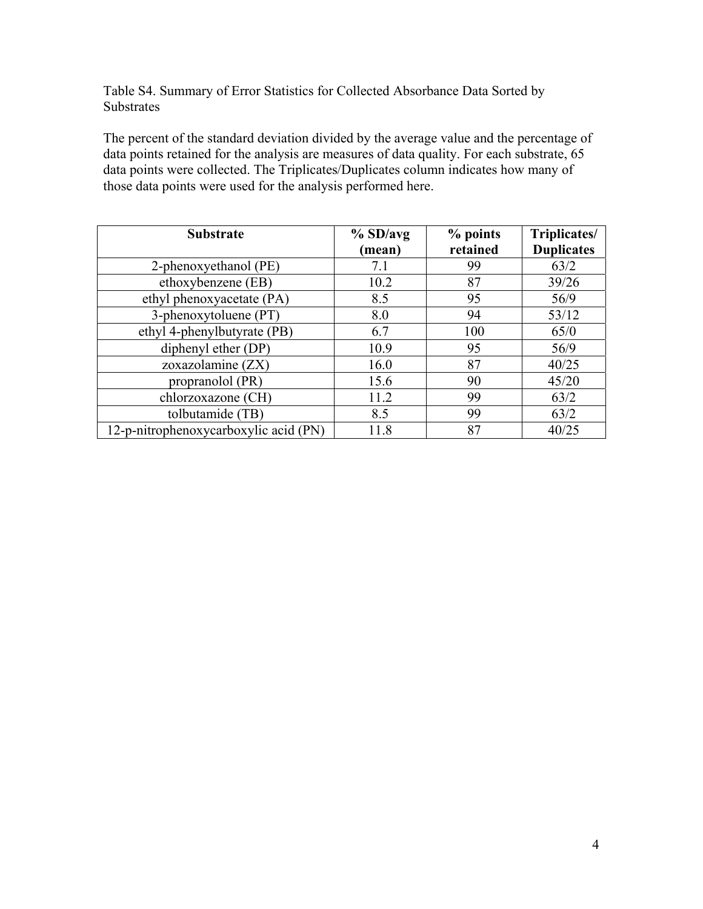Table S4. Summary of Error Statistics for Collected Absorbance Data Sorted by Substrates

The percent of the standard deviation divided by the average value and the percentage of data points retained for the analysis are measures of data quality. For each substrate, 65 data points were collected. The Triplicates/Duplicates column indicates how many of those data points were used for the analysis performed here.

| **Substrate** | **% SD/avg (mean)** | **% points retained** | **Triplicates/ Duplicates** |
|---|---|---|---|
| 2-phenoxyethanol (PE) | 7.1 | 99 | 63/2 |
| ethoxybenzene (EB) | 10.2 | 87 | 39/26 |
| ethyl phenoxyacetate (PA) | 8.5 | 95 | 56/9 |
| 3-phenoxytoluene (PT) | 8.0 | 94 | 53/12 |
| ethyl 4-phenylbutyrate (PB) | 6.7 | 100 | 65/0 |
| diphenyl ether (DP) | 10.9 | 95 | 56/9 |
| zoxazolamine (ZX) | 16.0 | 87 | 40/25 |
| propranolol (PR) | 15.6 | 90 | 45/20 |
| chlorzoxazone (CH) | 11.2 | 99 | 63/2 |
| tolbutamide (TB) | 8.5 | 99 | 63/2 |
| 12-p-nitrophenoxycarboxylic acid (PN) | 11.8 | 87 | 40/25 |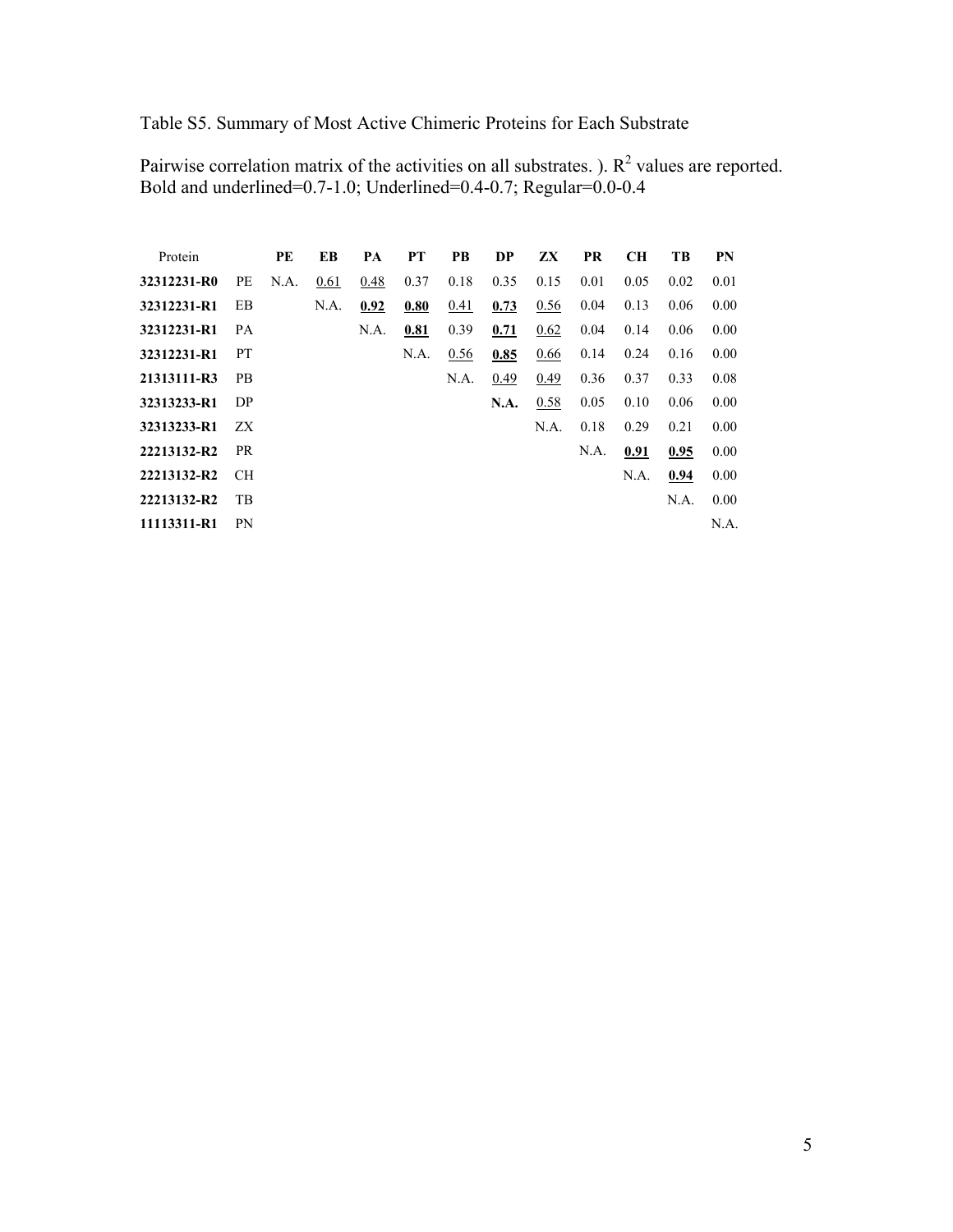Table S5. Summary of Most Active Chimeric Proteins for Each Substrate

Pairwise correlation matrix of the activities on all substrates. ). $R^2$ values are reported. Bold and underlined=0.7-1.0; Underlined=0.4-0.7; Regular=0.0-0.4

| Protein | | **PE** | **EB** | **PA** | **PT** | **PB** | **DP** | **ZX** | **PR** | **CH** | **TB** | **PN** |
|---|---|---|---|---|---|---|---|---|---|---|---|---|
| **32312231-R0** | PE | N.A. | <u>0.61</u> | <u>0.48</u> | 0.37 | 0.18 | 0.35 | 0.15 | 0.01 | 0.05 | 0.02 | 0.01 |
| **32312231-R1** | EB | | N.A. | <u>**0.92**</u> | <u>**0.80**</u> | <u>0.41</u> | <u>**0.73**</u> | <u>0.56</u> | 0.04 | 0.13 | 0.06 | 0.00 |
| **32312231-R1** | PA | | | N.A. | <u>**0.81**</u> | 0.39 | <u>**0.71**</u> | <u>0.62</u> | 0.04 | 0.14 | 0.06 | 0.00 |
| **32312231-R1** | PT | | | | N.A. | <u>0.56</u> | <u>**0.85**</u> | <u>0.66</u> | 0.14 | 0.24 | 0.16 | 0.00 |
| **21313111-R3** | PB | | | | | N.A. | <u>0.49</u> | <u>0.49</u> | 0.36 | 0.37 | 0.33 | 0.08 |
| **32313233-R1** | DP | | | | | | **N.A.** | <u>0.58</u> | 0.05 | 0.10 | 0.06 | 0.00 |
| **32313233-R1** | ZX | | | | | | | N.A. | 0.18 | 0.29 | 0.21 | 0.00 |
| **22213132-R2** | PR | | | | | | | | N.A. | <u>**0.91**</u> | <u>**0.95**</u> | 0.00 |
| **22213132-R2** | CH | | | | | | | | | N.A. | <u>**0.94**</u> | 0.00 |
| **22213132-R2** | TB | | | | | | | | | | N.A. | 0.00 |
| **11113311-R1** | PN | | | | | | | | | | | N.A. |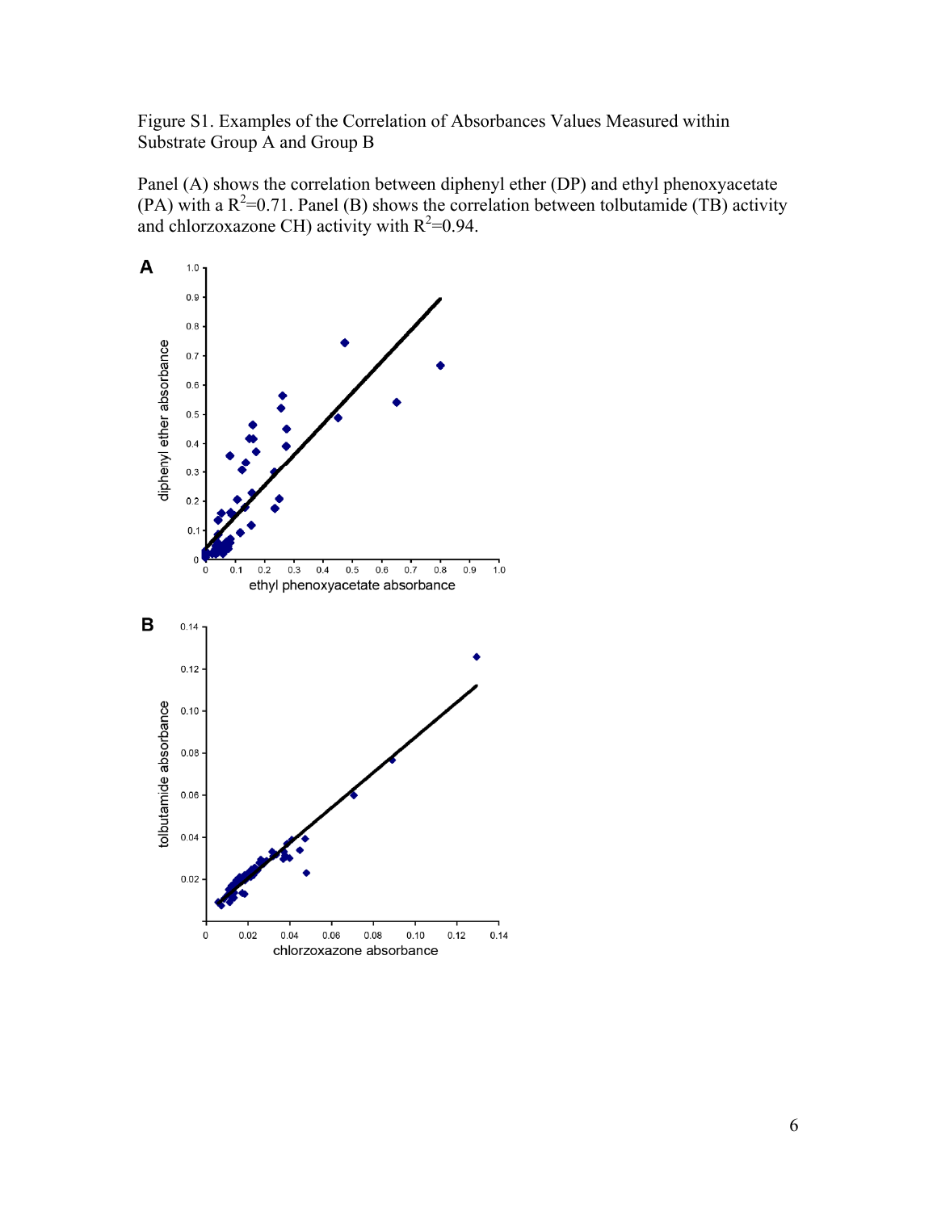Figure S1. Examples of the Correlation of Absorbances Values Measured within Substrate Group A and Group B

Panel (A) shows the correlation between diphenyl ether (DP) and ethyl phenoxyacetate (PA) with a $R^2$=0.71. Panel (B) shows the correlation between tolbutamide (TB) activity and chlorzoxazone CH) activity with $R^2$=0.94.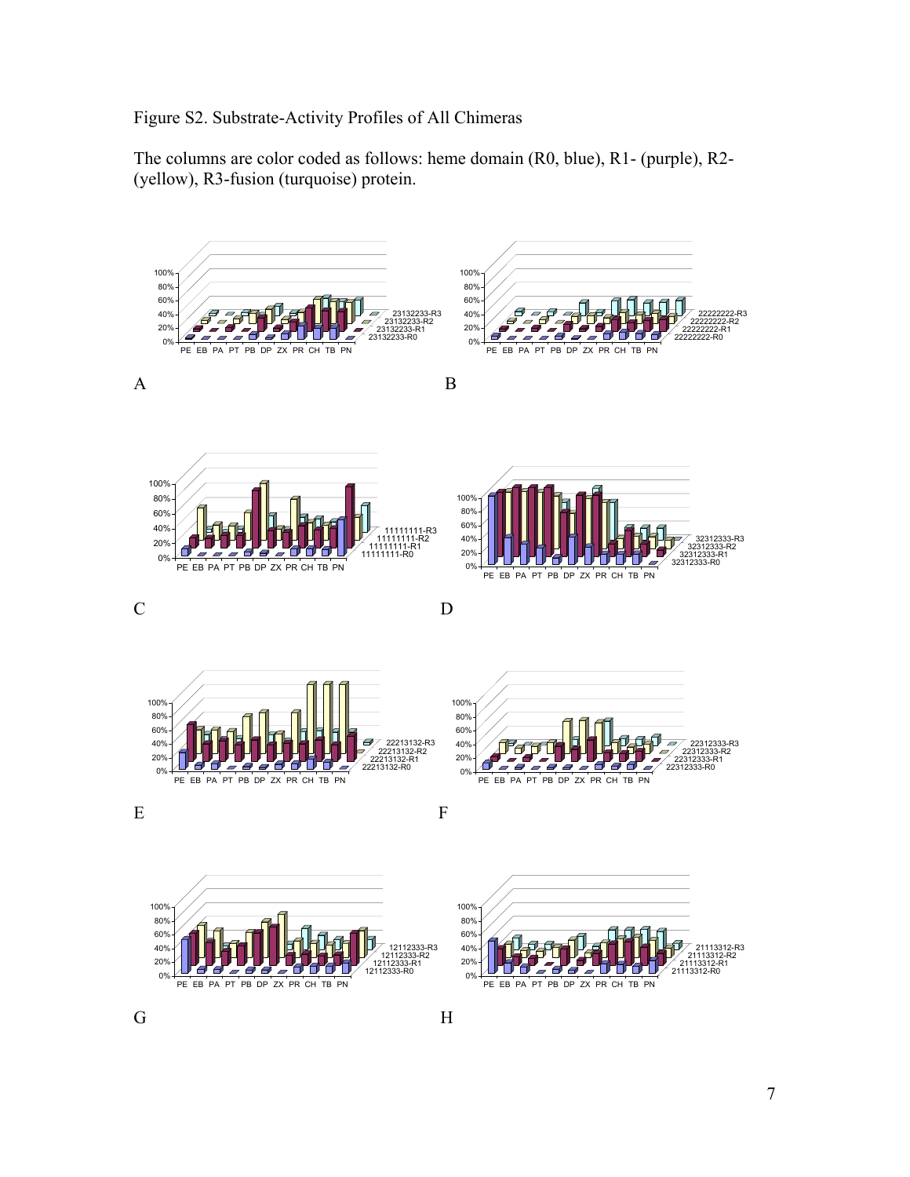Figure S2. Substrate-Activity Profiles of All Chimeras

The columns are color coded as follows: heme domain (R0, blue), R1- (purple), R2- (yellow), R3-fusion (turquoise) protein.

A

B

C

D

E

F

G

H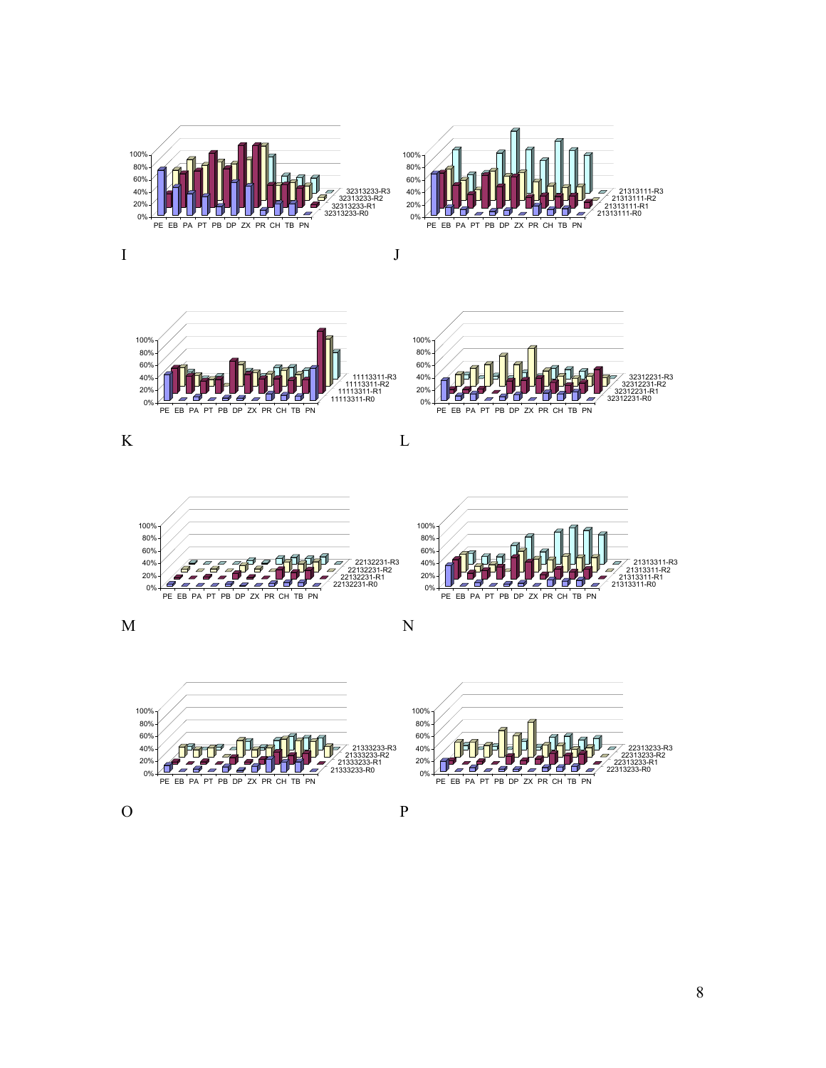100%
80%
60%
40%
20%
0%
PE EB PA PT PB DP ZX PR CH TB PN
32313233-R3
32313233-R2
32313233-R1
32313233-R0

I

100%
80%
60%
40%
20%
0%
PE EB PA PT PB DP ZX PR CH TB PN
21313111-R3
21313111-R2
21313111-R1
21313111-R0

J

100%
80%
60%
40%
20%
0%
PE EB PA PT PB DP ZX PR CH TB PN
11113311-R3
11113311-R2
11113311-R1
11113311-R0

K

100%
80%
60%
40%
20%
0%
PE EB PA PT PB DP ZX PR CH TB PN
32312231-R3
32312231-R2
32312231-R1
32312231-R0

L

100%
80%
60%
40%
20%
0%
PE EB PA PT PB DP ZX PR CH TB PN
22132231-R3
22132231-R2
22132231-R1
22132231-R0

M

100%
80%
60%
40%
20%
0%
PE EB PA PT PB DP ZX PR CH TB PN
21313311-R3
21313311-R2
21313311-R1
21313311-R0

N

100%
80%
60%
40%
20%
0%
PE EB PA PT PB DP ZX PR CH TB PN
21333233-R3
21333233-R2
21333233-R1
21333233-R0

O

100%
80%
60%
40%
20%
0%
PE EB PA PT PB DP ZX PR CH TB PN
22313233-R3
22313233-R2
22313233-R1
22313233-R0

P